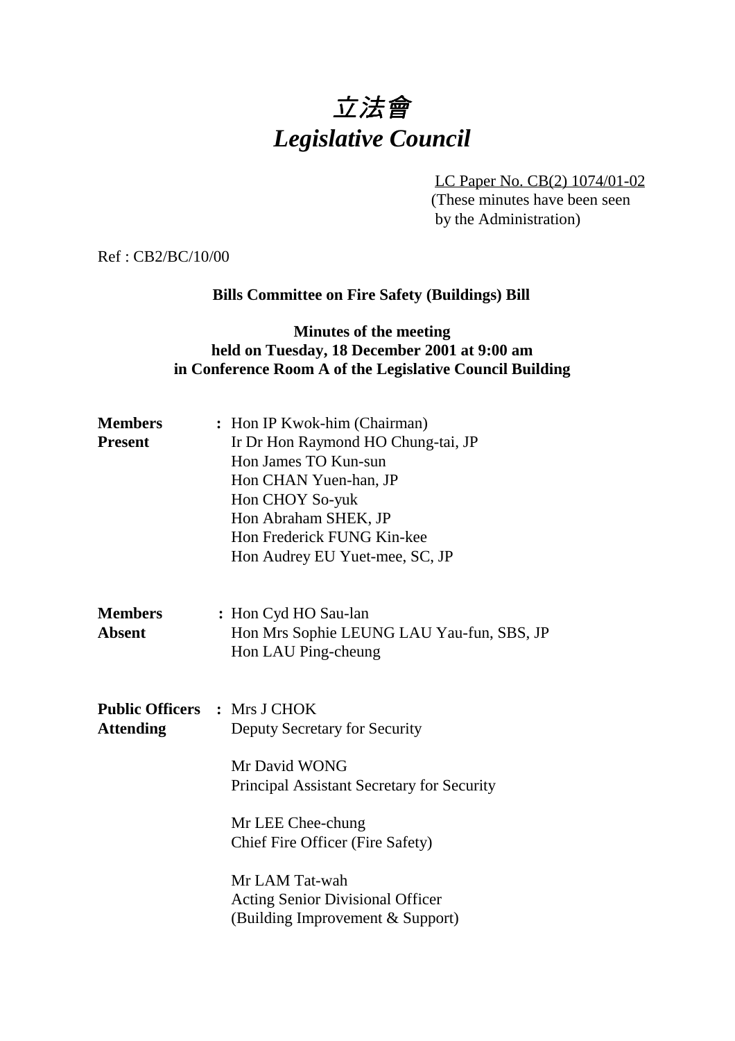# *立法會*
# *Legislative Council*

LC Paper No. CB(2) 1074/01-02
(These minutes have been seen by the Administration)

Ref : CB2/BC/10/00

**Bills Committee on Fire Safety (Buildings) Bill**

**Minutes of the meeting**
**held on Tuesday, 18 December 2001 at 9:00 am**
**in Conference Room A of the Legislative Council Building**

**Members Present** : Hon IP Kwok-him (Chairman)
Ir Dr Hon Raymond HO Chung-tai, JP
Hon James TO Kun-sun
Hon CHAN Yuen-han, JP
Hon CHOY So-yuk
Hon Abraham SHEK, JP
Hon Frederick FUNG Kin-kee
Hon Audrey EU Yuet-mee, SC, JP

**Members Absent** : Hon Cyd HO Sau-lan
Hon Mrs Sophie LEUNG LAU Yau-fun, SBS, JP
Hon LAU Ping-cheung

**Public Officers Attending** : Mrs J CHOK
Deputy Secretary for Security

Mr David WONG
Principal Assistant Secretary for Security

Mr LEE Chee-chung
Chief Fire Officer (Fire Safety)

Mr LAM Tat-wah
Acting Senior Divisional Officer
(Building Improvement & Support)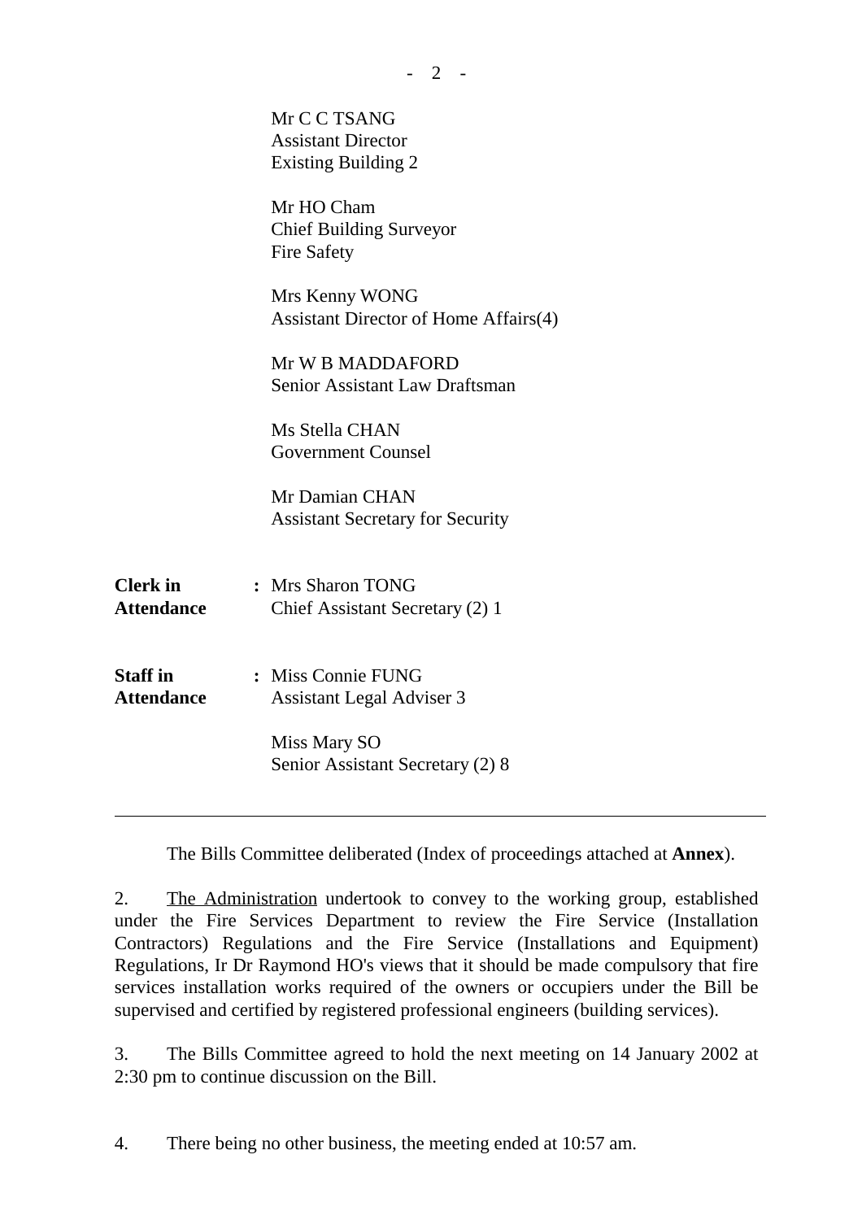Mr C C TSANG
Assistant Director
Existing Building 2

Mr HO Cham
Chief Building Surveyor
Fire Safety

Mrs Kenny WONG
Assistant Director of Home Affairs(4)

Mr W B MADDAFORD
Senior Assistant Law Draftsman

Ms Stella CHAN
Government Counsel

Mr Damian CHAN
Assistant Secretary for Security

| | |
|---|---|
| **Clerk in Attendance** | **:** Mrs Sharon TONG<br>Chief Assistant Secretary (2) 1 |
| **Staff in Attendance** | **:** Miss Connie FUNG<br>Assistant Legal Adviser 3<br><br>Miss Mary SO<br>Senior Assistant Secretary (2) 8 |

---

The Bills Committee deliberated (Index of proceedings attached at **Annex**).

2. The Administration undertook to convey to the working group, established under the Fire Services Department to review the Fire Service (Installation Contractors) Regulations and the Fire Service (Installations and Equipment) Regulations, Ir Dr Raymond HO's views that it should be made compulsory that fire services installation works required of the owners or occupiers under the Bill be supervised and certified by registered professional engineers (building services).

3. The Bills Committee agreed to hold the next meeting on 14 January 2002 at 2:30 pm to continue discussion on the Bill.

4. There being no other business, the meeting ended at 10:57 am.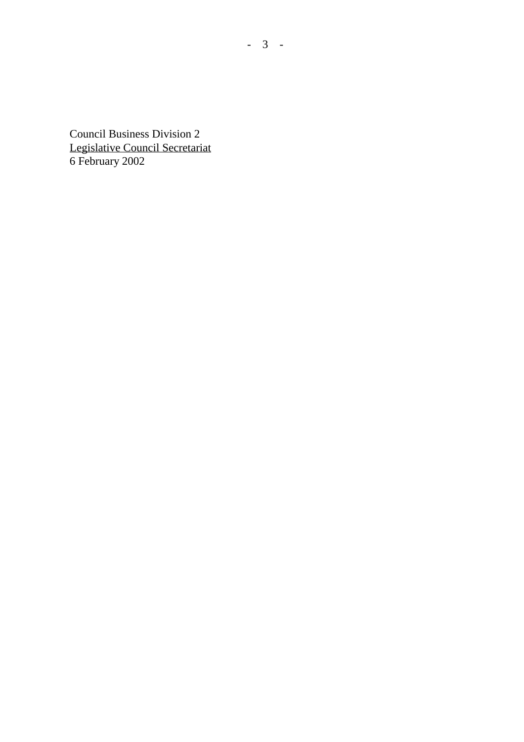Council Business Division 2
<u>Legislative Council Secretariat</u>
6 February 2002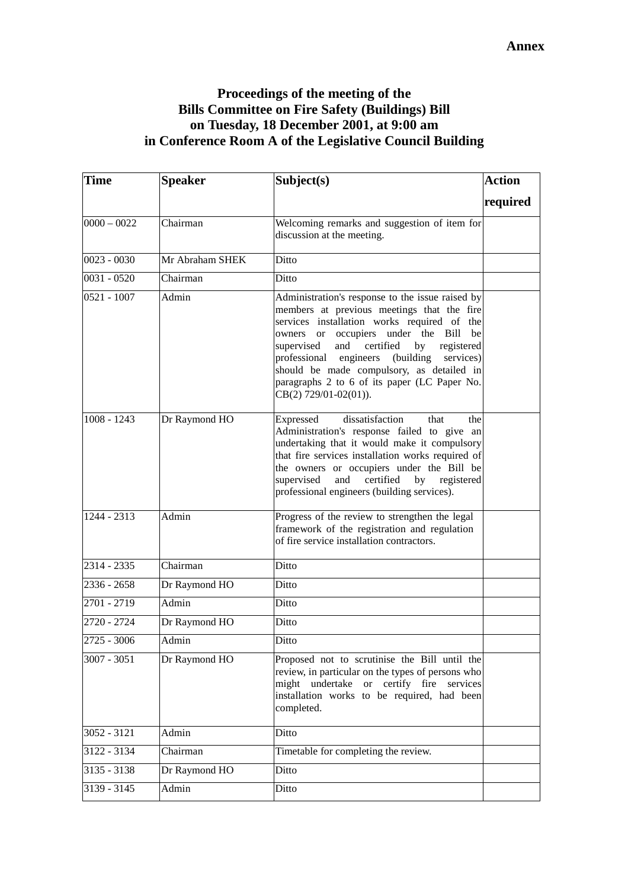**Annex**

# Proceedings of the meeting of the Bills Committee on Fire Safety (Buildings) Bill on Tuesday, 18 December 2001, at 9:00 am in Conference Room A of the Legislative Council Building

| Time | Speaker | Subject(s) | Action required |
|---|---|---|---|
| 0000 – 0022 | Chairman | Welcoming remarks and suggestion of item for discussion at the meeting. | |
| 0023 - 0030 | Mr Abraham SHEK | Ditto | |
| 0031 - 0520 | Chairman | Ditto | |
| 0521 - 1007 | Admin | Administration's response to the issue raised by members at previous meetings that the fire services installation works required of the owners or occupiers under the Bill be supervised and certified by registered professional engineers (building services) should be made compulsory, as detailed in paragraphs 2 to 6 of its paper (LC Paper No. CB(2) 729/01-02(01)). | |
| 1008 - 1243 | Dr Raymond HO | Expressed dissatisfaction that the Administration's response failed to give an undertaking that it would make it compulsory that fire services installation works required of the owners or occupiers under the Bill be supervised and certified by registered professional engineers (building services). | |
| 1244 - 2313 | Admin | Progress of the review to strengthen the legal framework of the registration and regulation of fire service installation contractors. | |
| 2314 - 2335 | Chairman | Ditto | |
| 2336 - 2658 | Dr Raymond HO | Ditto | |
| 2701 - 2719 | Admin | Ditto | |
| 2720 - 2724 | Dr Raymond HO | Ditto | |
| 2725 - 3006 | Admin | Ditto | |
| 3007 - 3051 | Dr Raymond HO | Proposed not to scrutinise the Bill until the review, in particular on the types of persons who might undertake or certify fire services installation works to be required, had been completed. | |
| 3052 - 3121 | Admin | Ditto | |
| 3122 - 3134 | Chairman | Timetable for completing the review. | |
| 3135 - 3138 | Dr Raymond HO | Ditto | |
| 3139 - 3145 | Admin | Ditto | |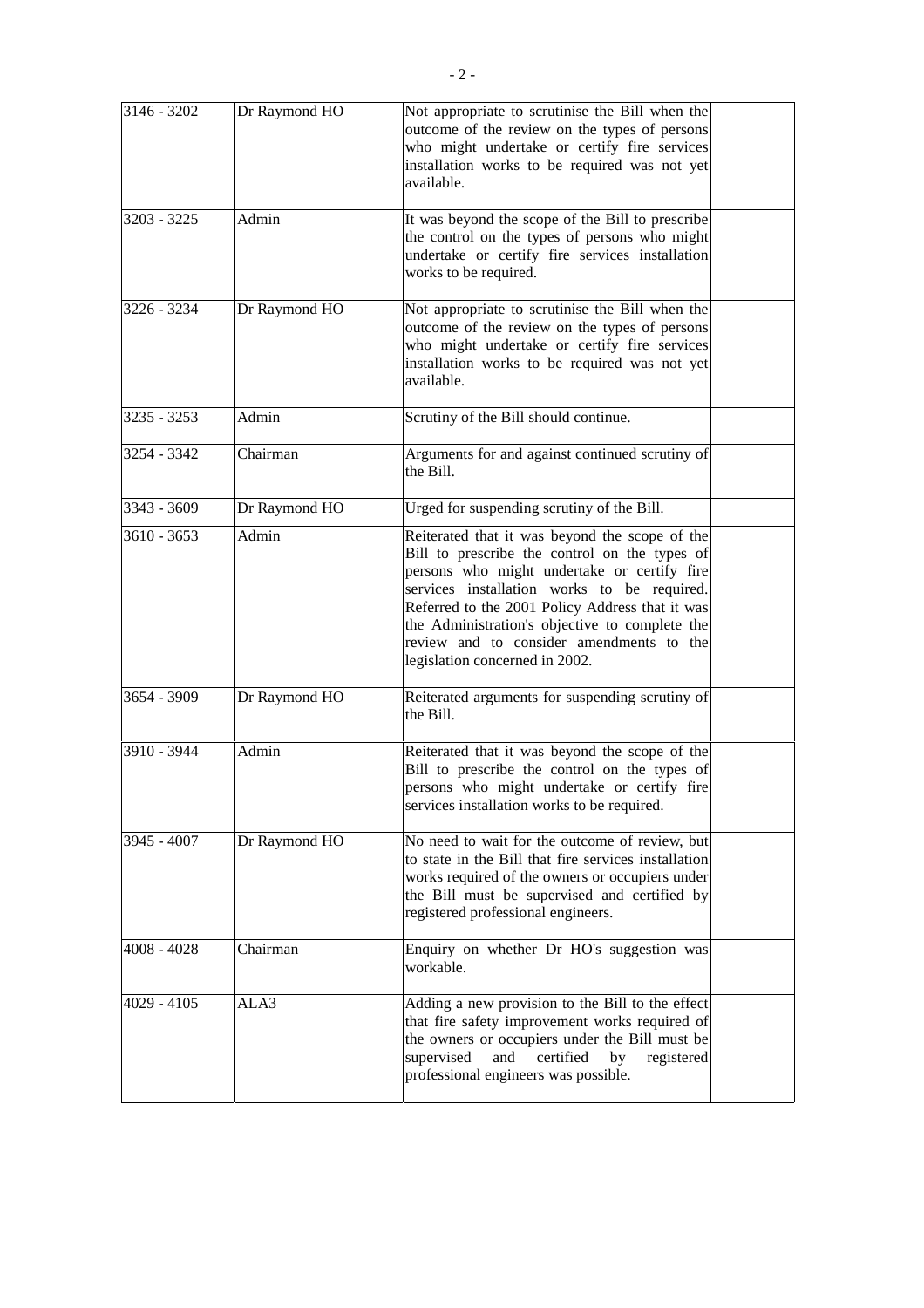| | | | |
|---|---|---|---|
| 3146 - 3202 | Dr Raymond HO | Not appropriate to scrutinise the Bill when the outcome of the review on the types of persons who might undertake or certify fire services installation works to be required was not yet available. | |
| 3203 - 3225 | Admin | It was beyond the scope of the Bill to prescribe the control on the types of persons who might undertake or certify fire services installation works to be required. | |
| 3226 - 3234 | Dr Raymond HO | Not appropriate to scrutinise the Bill when the outcome of the review on the types of persons who might undertake or certify fire services installation works to be required was not yet available. | |
| 3235 - 3253 | Admin | Scrutiny of the Bill should continue. | |
| 3254 - 3342 | Chairman | Arguments for and against continued scrutiny of the Bill. | |
| 3343 - 3609 | Dr Raymond HO | Urged for suspending scrutiny of the Bill. | |
| 3610 - 3653 | Admin | Reiterated that it was beyond the scope of the Bill to prescribe the control on the types of persons who might undertake or certify fire services installation works to be required. Referred to the 2001 Policy Address that it was the Administration's objective to complete the review and to consider amendments to the legislation concerned in 2002. | |
| 3654 - 3909 | Dr Raymond HO | Reiterated arguments for suspending scrutiny of the Bill. | |
| 3910 - 3944 | Admin | Reiterated that it was beyond the scope of the Bill to prescribe the control on the types of persons who might undertake or certify fire services installation works to be required. | |
| 3945 - 4007 | Dr Raymond HO | No need to wait for the outcome of review, but to state in the Bill that fire services installation works required of the owners or occupiers under the Bill must be supervised and certified by registered professional engineers. | |
| 4008 - 4028 | Chairman | Enquiry on whether Dr HO's suggestion was workable. | |
| 4029 - 4105 | ALA3 | Adding a new provision to the Bill to the effect that fire safety improvement works required of the owners or occupiers under the Bill must be supervised and certified by registered professional engineers was possible. | |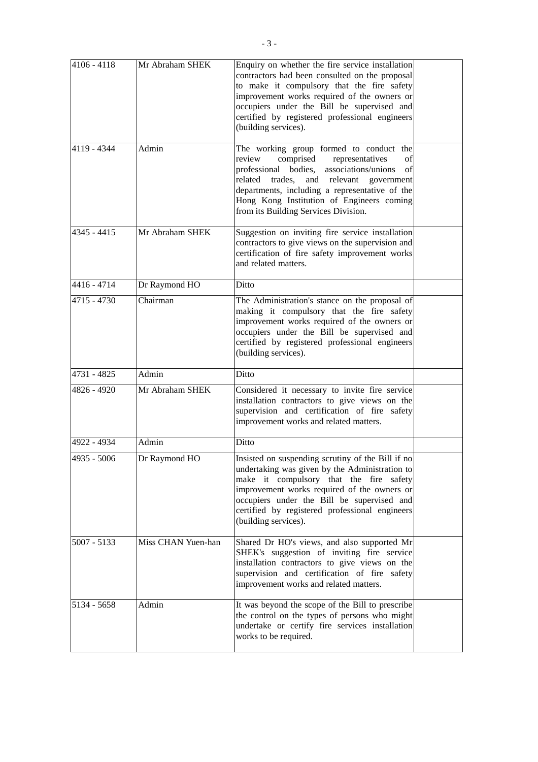| | | | |
|---|---|---|---|
| 4106 - 4118 | Mr Abraham SHEK | Enquiry on whether the fire service installation contractors had been consulted on the proposal to make it compulsory that the fire safety improvement works required of the owners or occupiers under the Bill be supervised and certified by registered professional engineers (building services). | |
| 4119 - 4344 | Admin | The working group formed to conduct the review comprised representatives of professional bodies, associations/unions of related trades, and relevant government departments, including a representative of the Hong Kong Institution of Engineers coming from its Building Services Division. | |
| 4345 - 4415 | Mr Abraham SHEK | Suggestion on inviting fire service installation contractors to give views on the supervision and certification of fire safety improvement works and related matters. | |
| 4416 - 4714 | Dr Raymond HO | Ditto | |
| 4715 - 4730 | Chairman | The Administration's stance on the proposal of making it compulsory that the fire safety improvement works required of the owners or occupiers under the Bill be supervised and certified by registered professional engineers (building services). | |
| 4731 - 4825 | Admin | Ditto | |
| 4826 - 4920 | Mr Abraham SHEK | Considered it necessary to invite fire service installation contractors to give views on the supervision and certification of fire safety improvement works and related matters. | |
| 4922 - 4934 | Admin | Ditto | |
| 4935 - 5006 | Dr Raymond HO | Insisted on suspending scrutiny of the Bill if no undertaking was given by the Administration to make it compulsory that the fire safety improvement works required of the owners or occupiers under the Bill be supervised and certified by registered professional engineers (building services). | |
| 5007 - 5133 | Miss CHAN Yuen-han | Shared Dr HO's views, and also supported Mr SHEK's suggestion of inviting fire service installation contractors to give views on the supervision and certification of fire safety improvement works and related matters. | |
| 5134 - 5658 | Admin | It was beyond the scope of the Bill to prescribe the control on the types of persons who might undertake or certify fire services installation works to be required. | |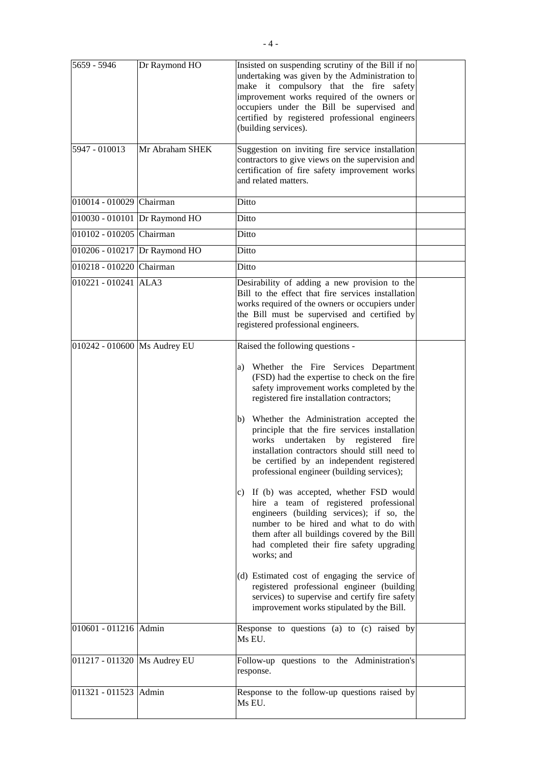| | | | |
|---|---|---|---|
| 5659 - 5946 | Dr Raymond HO | Insisted on suspending scrutiny of the Bill if no undertaking was given by the Administration to make it compulsory that the fire safety improvement works required of the owners or occupiers under the Bill be supervised and certified by registered professional engineers (building services). | |
| 5947 - 010013 | Mr Abraham SHEK | Suggestion on inviting fire service installation contractors to give views on the supervision and certification of fire safety improvement works and related matters. | |
| 010014 - 010029 | Chairman | Ditto | |
| 010030 - 010101 | Dr Raymond HO | Ditto | |
| 010102 - 010205 | Chairman | Ditto | |
| 010206 - 010217 | Dr Raymond HO | Ditto | |
| 010218 - 010220 | Chairman | Ditto | |
| 010221 - 010241 | ALA3 | Desirability of adding a new provision to the Bill to the effect that fire services installation works required of the owners or occupiers under the Bill must be supervised and certified by registered professional engineers. | |
| 010242 - 010600 | Ms Audrey EU | Raised the following questions - <br><br> a) Whether the Fire Services Department (FSD) had the expertise to check on the fire safety improvement works completed by the registered fire installation contractors; <br><br> b) Whether the Administration accepted the principle that the fire services installation works undertaken by registered fire installation contractors should still need to be certified by an independent registered professional engineer (building services); <br><br> c) If (b) was accepted, whether FSD would hire a team of registered professional engineers (building services); if so, the number to be hired and what to do with them after all buildings covered by the Bill had completed their fire safety upgrading works; and <br><br> (d) Estimated cost of engaging the service of registered professional engineer (building services) to supervise and certify fire safety improvement works stipulated by the Bill. | |
| 010601 - 011216 | Admin | Response to questions (a) to (c) raised by Ms EU. | |
| 011217 - 011320 | Ms Audrey EU | Follow-up questions to the Administration's response. | |
| 011321 - 011523 | Admin | Response to the follow-up questions raised by Ms EU. | |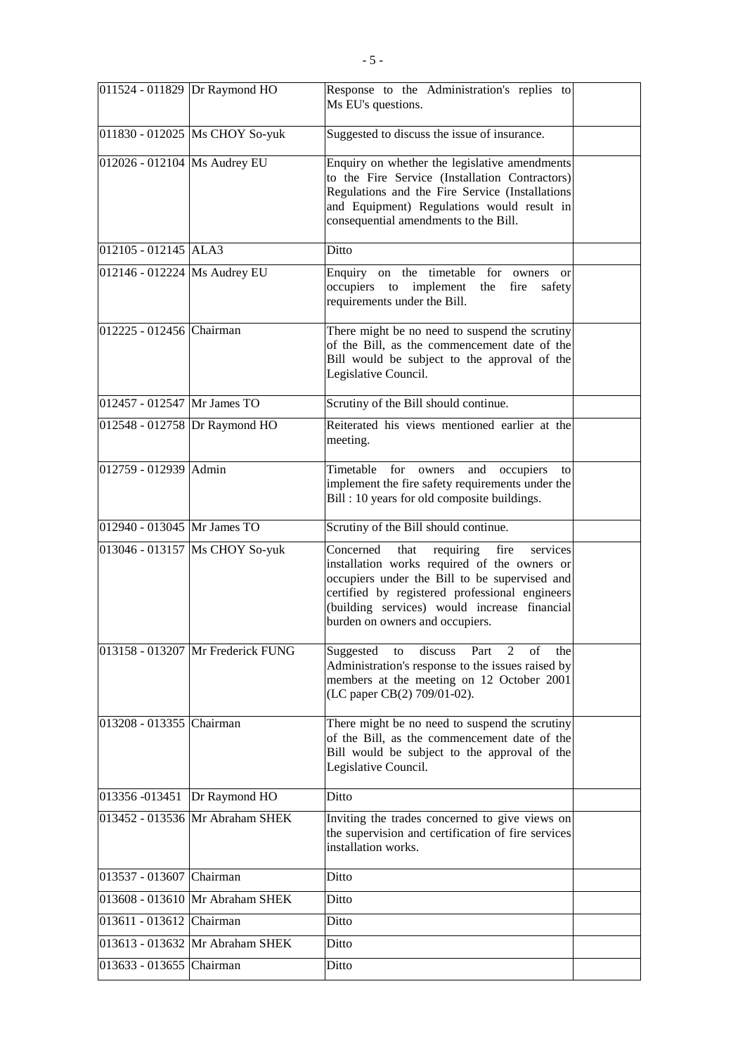| | | | |
|---|---|---|---|
| 011524 - 011829 | Dr Raymond HO | Response to the Administration's replies to Ms EU's questions. | |
| 011830 - 012025 | Ms CHOY So-yuk | Suggested to discuss the issue of insurance. | |
| 012026 - 012104 | Ms Audrey EU | Enquiry on whether the legislative amendments to the Fire Service (Installation Contractors) Regulations and the Fire Service (Installations and Equipment) Regulations would result in consequential amendments to the Bill. | |
| 012105 - 012145 | ALA3 | Ditto | |
| 012146 - 012224 | Ms Audrey EU | Enquiry on the timetable for owners or occupiers to implement the fire safety requirements under the Bill. | |
| 012225 - 012456 | Chairman | There might be no need to suspend the scrutiny of the Bill, as the commencement date of the Bill would be subject to the approval of the Legislative Council. | |
| 012457 - 012547 | Mr James TO | Scrutiny of the Bill should continue. | |
| 012548 - 012758 | Dr Raymond HO | Reiterated his views mentioned earlier at the meeting. | |
| 012759 - 012939 | Admin | Timetable for owners and occupiers to implement the fire safety requirements under the Bill : 10 years for old composite buildings. | |
| 012940 - 013045 | Mr James TO | Scrutiny of the Bill should continue. | |
| 013046 - 013157 | Ms CHOY So-yuk | Concerned that requiring fire services installation works required of the owners or occupiers under the Bill to be supervised and certified by registered professional engineers (building services) would increase financial burden on owners and occupiers. | |
| 013158 - 013207 | Mr Frederick FUNG | Suggested to discuss Part 2 of the Administration's response to the issues raised by members at the meeting on 12 October 2001 (LC paper CB(2) 709/01-02). | |
| 013208 - 013355 | Chairman | There might be no need to suspend the scrutiny of the Bill, as the commencement date of the Bill would be subject to the approval of the Legislative Council. | |
| 013356 -013451 | Dr Raymond HO | Ditto | |
| 013452 - 013536 | Mr Abraham SHEK | Inviting the trades concerned to give views on the supervision and certification of fire services installation works. | |
| 013537 - 013607 | Chairman | Ditto | |
| 013608 - 013610 | Mr Abraham SHEK | Ditto | |
| 013611 - 013612 | Chairman | Ditto | |
| 013613 - 013632 | Mr Abraham SHEK | Ditto | |
| 013633 - 013655 | Chairman | Ditto | |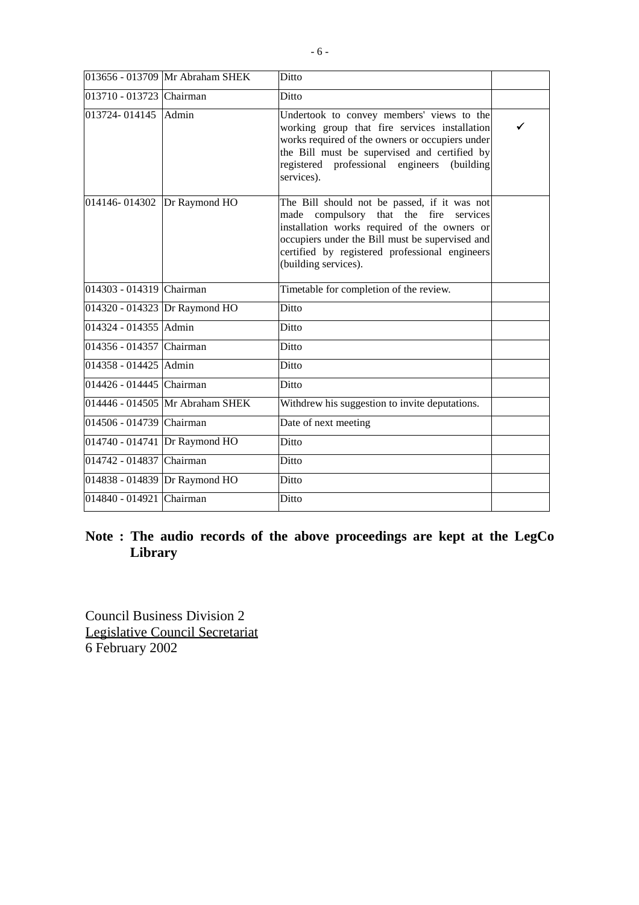| | | | |
|---|---|---|---|
| 013656 - 013709 | Mr Abraham SHEK | Ditto | |
| 013710 - 013723 | Chairman | Ditto | |
| 013724- 014145 | Admin | Undertook to convey members' views to the working group that fire services installation works required of the owners or occupiers under the Bill must be supervised and certified by registered professional engineers (building services). | ✓ |
| 014146- 014302 | Dr Raymond HO | The Bill should not be passed, if it was not made compulsory that the fire services installation works required of the owners or occupiers under the Bill must be supervised and certified by registered professional engineers (building services). | |
| 014303 - 014319 | Chairman | Timetable for completion of the review. | |
| 014320 - 014323 | Dr Raymond HO | Ditto | |
| 014324 - 014355 | Admin | Ditto | |
| 014356 - 014357 | Chairman | Ditto | |
| 014358 - 014425 | Admin | Ditto | |
| 014426 - 014445 | Chairman | Ditto | |
| 014446 - 014505 | Mr Abraham SHEK | Withdrew his suggestion to invite deputations. | |
| 014506 - 014739 | Chairman | Date of next meeting | |
| 014740 - 014741 | Dr Raymond HO | Ditto | |
| 014742 - 014837 | Chairman | Ditto | |
| 014838 - 014839 | Dr Raymond HO | Ditto | |
| 014840 - 014921 | Chairman | Ditto | |

**Note : The audio records of the above proceedings are kept at the LegCo Library**

Council Business Division 2
Legislative Council Secretariat
6 February 2002